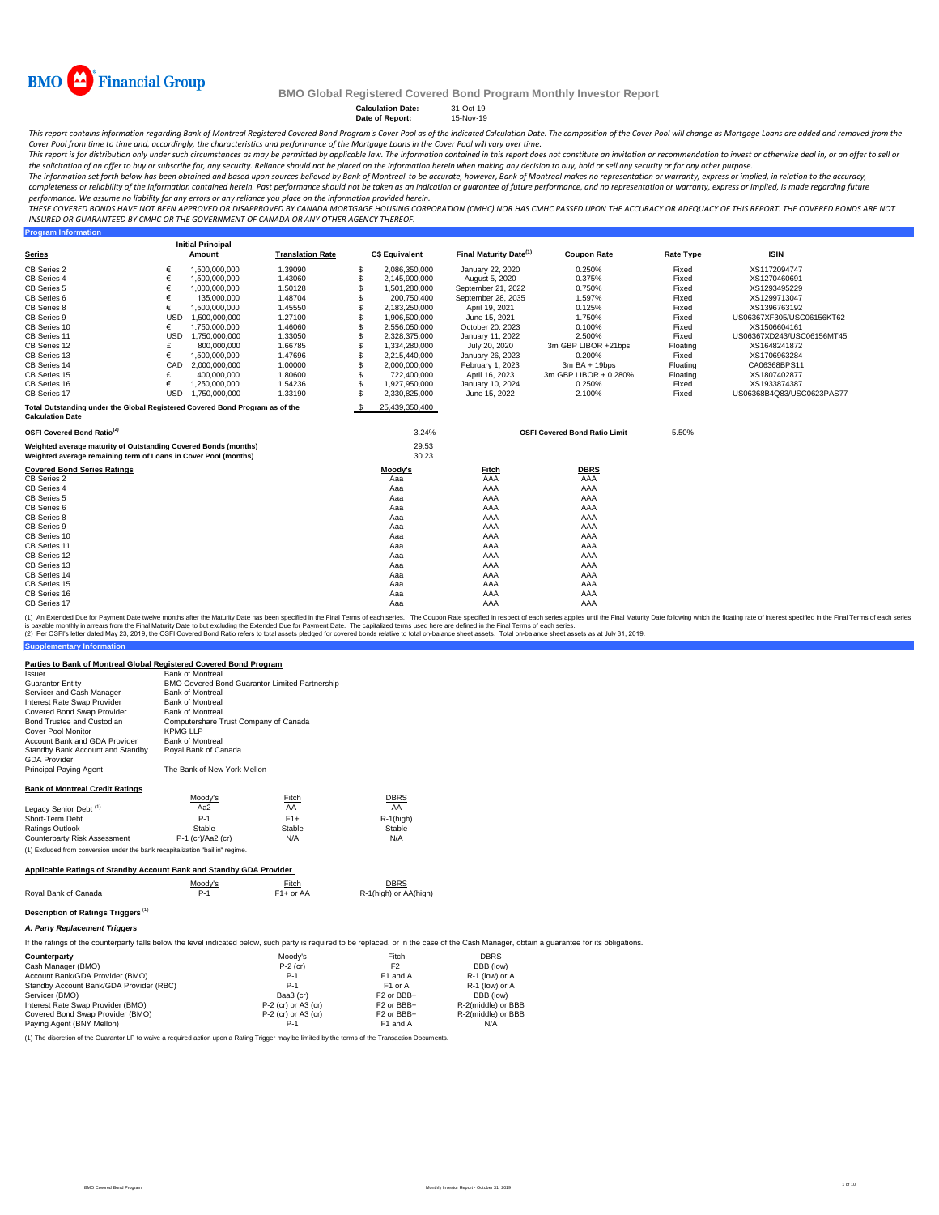BMO Financial Group

# BMO Global Registered Covered Bond Program Monthly Investor Report

**Calculation Date:** 31-Oct-19
**Date of Report:** 15-Nov-19

*This report contains information regarding Bank of Montreal Registered Covered Bond Program's Cover Pool as of the indicated Calculation Date. The composition of the Cover Pool will change as Mortgage Loans are added and removed from the Cover Pool from time to time and, accordingly, the characteristics and performance of the Mortgage Loans in the Cover Pool will vary over time.*

*This report is for distribution only under such circumstances as may be permitted by applicable law. The information contained in this report does not constitute an invitation or recommendation to invest or otherwise deal in, or an offer to sell or the solicitation of an offer to buy or subscribe for, any security. Reliance should not be placed on the information herein when making any decision to buy, hold or sell any security or for any other purpose.*

*The information set forth below has been obtained and based upon sources believed by Bank of Montreal to be accurate, however, Bank of Montreal makes no representation or warranty, express or implied, in relation to the accuracy, completeness or reliability of the information contained herein. Past performance should not be taken as an indication or guarantee of future performance, and no representation or warranty, express or implied, is made regarding future performance. We assume no liability for any errors or any reliance you place on the information provided herein.*

*THESE COVERED BONDS HAVE NOT BEEN APPROVED OR DISAPPROVED BY CANADA MORTGAGE HOUSING CORPORATION (CMHC) NOR HAS CMHC PASSED UPON THE ACCURACY OR ADEQUACY OF THIS REPORT. THE COVERED BONDS ARE NOT INSURED OR GUARANTEED BY CMHC OR THE GOVERNMENT OF CANADA OR ANY OTHER AGENCY THEREOF.*

## Program Information

| Series | | Initial Principal Amount | Translation Rate | | C$ Equivalent | Final Maturity Date[1] | Coupon Rate | Rate Type | ISIN |
|---|---|---|---|---|---|---|---|---|---|
| CB Series 2 | € | 1,500,000,000 | 1.39090 | $ | 2,086,350,000 | January 22, 2020 | 0.250% | Fixed | XS1172094747 |
| CB Series 4 | € | 1,500,000,000 | 1.43060 | $ | 2,145,900,000 | August 5, 2020 | 0.375% | Fixed | XS1270460691 |
| CB Series 5 | € | 1,000,000,000 | 1.50128 | $ | 1,501,280,000 | September 21, 2022 | 0.750% | Fixed | XS1293495229 |
| CB Series 6 | € | 135,000,000 | 1.48704 | $ | 200,750,400 | September 28, 2035 | 1.597% | Fixed | XS1299713047 |
| CB Series 8 | € | 1,500,000,000 | 1.45550 | $ | 2,183,250,000 | April 19, 2021 | 0.125% | Fixed | XS1396763192 |
| CB Series 9 | USD | 1,500,000,000 | 1.27100 | $ | 1,906,500,000 | June 15, 2021 | 1.750% | Fixed | US06367XF305/USC06156KT62 |
| CB Series 10 | € | 1,750,000,000 | 1.46060 | $ | 2,556,050,000 | October 20, 2023 | 0.100% | Fixed | XS1506604161 |
| CB Series 11 | USD | 1,750,000,000 | 1.33050 | $ | 2,328,375,000 | January 11, 2022 | 2.500% | Fixed | US06367XD243/USC06156MT45 |
| CB Series 12 | £ | 800,000,000 | 1.66785 | $ | 1,334,280,000 | July 20, 2020 | 3m GBP LIBOR +21bps | Floating | XS1648241872 |
| CB Series 13 | € | 1,500,000,000 | 1.47696 | $ | 2,215,440,000 | January 26, 2023 | 0.200% | Fixed | XS1706963284 |
| CB Series 14 | CAD | 2,000,000,000 | 1.00000 | $ | 2,000,000,000 | February 1, 2023 | 3m BA + 19bps | Floating | CA06368BPS11 |
| CB Series 15 | £ | 400,000,000 | 1.80600 | $ | 722,400,000 | April 16, 2023 | 3m GBP LIBOR + 0.280% | Floating | XS1807402877 |
| CB Series 16 | € | 1,250,000,000 | 1.54236 | $ | 1,927,950,000 | January 10, 2024 | 0.250% | Fixed | XS1933874387 |
| CB Series 17 | USD | 1,750,000,000 | 1.33190 | $ | 2,330,825,000 | June 15, 2022 | 2.100% | Fixed | US06368B4Q83/USC0623PAS77 |
| Total Outstanding under the Global Registered Covered Bond Program as of the Calculation Date | | | | $ | 25,439,350,400 | | | | |

| | | | |
|---|---|---|---|
| OSFI Covered Bond Ratio[2] | 3.24% | OSFI Covered Bond Ratio Limit | 5.50% |
| Weighted average maturity of Outstanding Covered Bonds (months) | 29.53 | | |
| Weighted average remaining term of Loans in Cover Pool (months) | 30.23 | | |

| Covered Bond Series Ratings | Moody's | Fitch | DBRS |
|---|---|---|---|
| CB Series 2 | Aaa | AAA | AAA |
| CB Series 4 | Aaa | AAA | AAA |
| CB Series 5 | Aaa | AAA | AAA |
| CB Series 6 | Aaa | AAA | AAA |
| CB Series 8 | Aaa | AAA | AAA |
| CB Series 9 | Aaa | AAA | AAA |
| CB Series 10 | Aaa | AAA | AAA |
| CB Series 11 | Aaa | AAA | AAA |
| CB Series 12 | Aaa | AAA | AAA |
| CB Series 13 | Aaa | AAA | AAA |
| CB Series 14 | Aaa | AAA | AAA |
| CB Series 15 | Aaa | AAA | AAA |
| CB Series 16 | Aaa | AAA | AAA |
| CB Series 17 | Aaa | AAA | AAA |

(1) An Extended Due for Payment Date twelve months after the Maturity Date has been specified in the Final Terms of each series. The Coupon Rate specified in respect of each series applies until the Final Maturity Date following which the floating rate of interest specified in the Final Terms of each series is payable monthly in arrears from the Final Maturity Date to but excluding the Extended Due for Payment Date. The capitalized terms used here are defined in the Final Terms of each series.
(2) Per OSFI's letter dated May 23, 2019, the OSFI Covered Bond Ratio refers to total assets pledged for covered bonds relative to total on-balance sheet assets. Total on-balance sheet assets as at July 31, 2019.

## Supplementary Information

### Parties to Bank of Montreal Global Registered Covered Bond Program

| | |
|---|---|
| Issuer | Bank of Montreal |
| Guarantor Entity | BMO Covered Bond Guarantor Limited Partnership |
| Servicer and Cash Manager | Bank of Montreal |
| Interest Rate Swap Provider | Bank of Montreal |
| Covered Bond Swap Provider | Bank of Montreal |
| Bond Trustee and Custodian | Computershare Trust Company of Canada |
| Cover Pool Monitor | KPMG LLP |
| Account Bank and GDA Provider | Bank of Montreal |
| Standby Bank Account and Standby GDA Provider | Royal Bank of Canada |
| Principal Paying Agent | The Bank of New York Mellon |

### Bank of Montreal Credit Ratings

| | Moody's | Fitch | DBRS |
|---|---|---|---|
| Legacy Senior Debt[1] | Aa2 | AA- | AA |
| Short-Term Debt | P-1 | F1+ | R-1(high) |
| Ratings Outlook | Stable | Stable | Stable |
| Counterparty Risk Assessment | P-1 (cr)/Aa2 (cr) | N/A | N/A |

(1) Excluded from conversion under the bank recapitalization "bail in" regime.

### Applicable Ratings of Standby Account Bank and Standby GDA Provider

| | Moody's | Fitch | DBRS |
|---|---|---|---|
| Royal Bank of Canada | P-1 | F1+ or AA | R-1(high) or AA(high) |

### Description of Ratings Triggers[1]

#### *A. Party Replacement Triggers*

If the ratings of the counterparty falls below the level indicated below, such party is required to be replaced, or in the case of the Cash Manager, obtain a guarantee for its obligations.

| Counterparty | Moody's | Fitch | DBRS |
|---|---|---|---|
| Cash Manager (BMO) | P-2 (cr) | F2 | BBB (low) |
| Account Bank/GDA Provider (BMO) | P-1 | F1 and A | R-1 (low) or A |
| Standby Account Bank/GDA Provider (RBC) | P-1 | F1 or A | R-1 (low) or A |
| Servicer (BMO) | Baa3 (cr) | F2 or BBB+ | BBB (low) |
| Interest Rate Swap Provider (BMO) | P-2 (cr) or A3 (cr) | F2 or BBB+ | R-2(middle) or BBB |
| Covered Bond Swap Provider (BMO) | P-2 (cr) or A3 (cr) | F2 or BBB+ | R-2(middle) or BBB |
| Paying Agent (BNY Mellon) | P-1 | F1 and A | N/A |

(1) The discretion of the Guarantor LP to waive a required action upon a Rating Trigger may be limited by the terms of the Transaction Documents.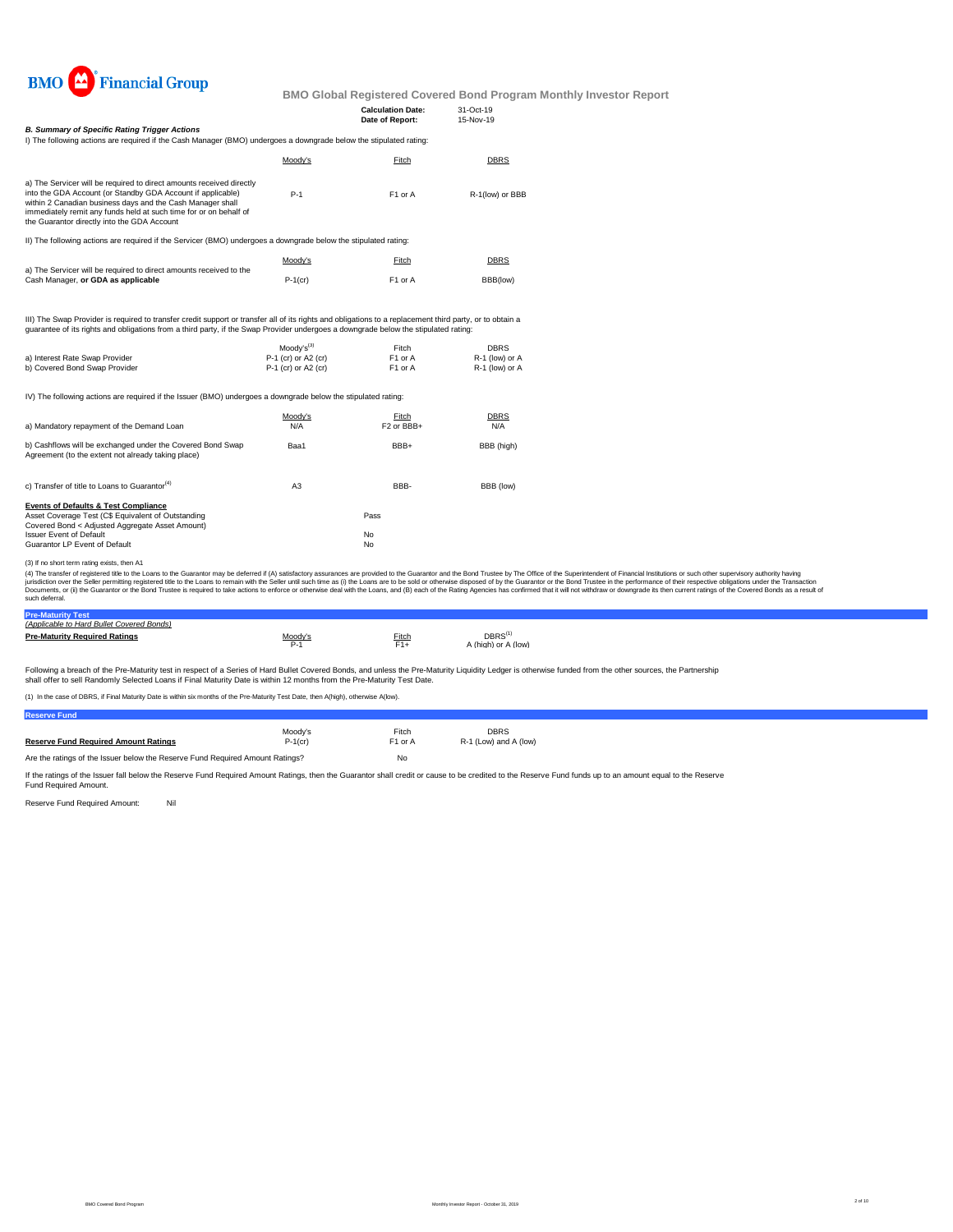# BMO Global Registered Covered Bond Program Monthly Investor Report

| | |
|---|---|
| **Calculation Date:** | 31-Oct-19 |
| **Date of Report:** | 15-Nov-19 |

### *B. Summary of Specific Rating Trigger Actions*

I) The following actions are required if the Cash Manager (BMO) undergoes a downgrade below the stipulated rating:

| | Moody's | Fitch | DBRS |
|---|---|---|---|
| a) The Servicer will be required to direct amounts received directly into the GDA Account (or Standby GDA Account if applicable) within 2 Canadian business days and the Cash Manager shall immediately remit any funds held at such time for or on behalf of the Guarantor directly into the GDA Account | P-1 | F1 or A | R-1(low) or BBB |

II) The following actions are required if the Servicer (BMO) undergoes a downgrade below the stipulated rating:

| | Moody's | Fitch | DBRS |
|---|---|---|---|
| a) The Servicer will be required to direct amounts received to the Cash Manager, **or GDA as applicable** | P-1(cr) | F1 or A | BBB(low) |

III) The Swap Provider is required to transfer credit support or transfer all of its rights and obligations to a replacement third party, or to obtain a guarantee of its rights and obligations from a third party, if the Swap Provider undergoes a downgrade below the stipulated rating:

| | Moody's[3] | Fitch | DBRS |
|---|---|---|---|
| a) Interest Rate Swap Provider | P-1 (cr) or A2 (cr) | F1 or A | R-1 (low) or A |
| b) Covered Bond Swap Provider | P-1 (cr) or A2 (cr) | F1 or A | R-1 (low) or A |

IV) The following actions are required if the Issuer (BMO) undergoes a downgrade below the stipulated rating:

| | Moody's | Fitch | DBRS |
|---|---|---|---|
| a) Mandatory repayment of the Demand Loan | N/A | F2 or BBB+ | N/A |
| b) Cashflows will be exchanged under the Covered Bond Swap Agreement (to the extent not already taking place) | Baa1 | BBB+ | BBB (high) |
| c) Transfer of title to Loans to Guarantor[4] | A3 | BBB- | BBB (low) |

**Events of Defaults & Test Compliance**

| | |
|---|---|
| Asset Coverage Test (C$ Equivalent of Outstanding Covered Bond < Adjusted Aggregate Asset Amount) | Pass |
| Issuer Event of Default | No |
| Guarantor LP Event of Default | No |

(3) If no short term rating exists, then A1

(4) The transfer of registered title to the Loans to the Guarantor may be deferred if (A) satisfactory assurances are provided to the Guarantor and the Bond Trustee by The Office of the Superintendent of Financial Institutions or such other supervisory authority having jurisdiction over the Seller permitting registered title to the Loans to remain with the Seller until such time as (i) the Loans are to be sold or otherwise disposed of by the Guarantor or the Bond Trustee in the performance of their respective obligations under the Transaction Documents, or (ii) the Guarantor or the Bond Trustee is required to take actions to enforce or otherwise deal with the Loans, and (B) each of the Rating Agencies has confirmed that it will not withdraw or downgrade its then current ratings of the Covered Bonds as a result of such deferral.

## Pre-Maturity Test

*(Applicable to Hard Bullet Covered Bonds)*

| | Moody's | Fitch | DBRS[1] |
|---|---|---|---|
| **Pre-Maturity Required Ratings** | P-1 | F1+ | A (high) or A (low) |

Following a breach of the Pre-Maturity test in respect of a Series of Hard Bullet Covered Bonds, and unless the Pre-Maturity Liquidity Ledger is otherwise funded from the other sources, the Partnership shall offer to sell Randomly Selected Loans if Final Maturity Date is within 12 months from the Pre-Maturity Test Date.

(1) In the case of DBRS, if Final Maturity Date is within six months of the Pre-Maturity Test Date, then A(high), otherwise A(low).

## Reserve Fund

| | Moody's | Fitch | DBRS |
|---|---|---|---|
| **Reserve Fund Required Amount Ratings** | P-1(cr) | F1 or A | R-1 (Low) and A (low) |
| Are the ratings of the Issuer below the Reserve Fund Required Amount Ratings? | | No | |

If the ratings of the Issuer fall below the Reserve Fund Required Amount Ratings, then the Guarantor shall credit or cause to be credited to the Reserve Fund funds up to an amount equal to the Reserve Fund Required Amount.

Reserve Fund Required Amount: Nil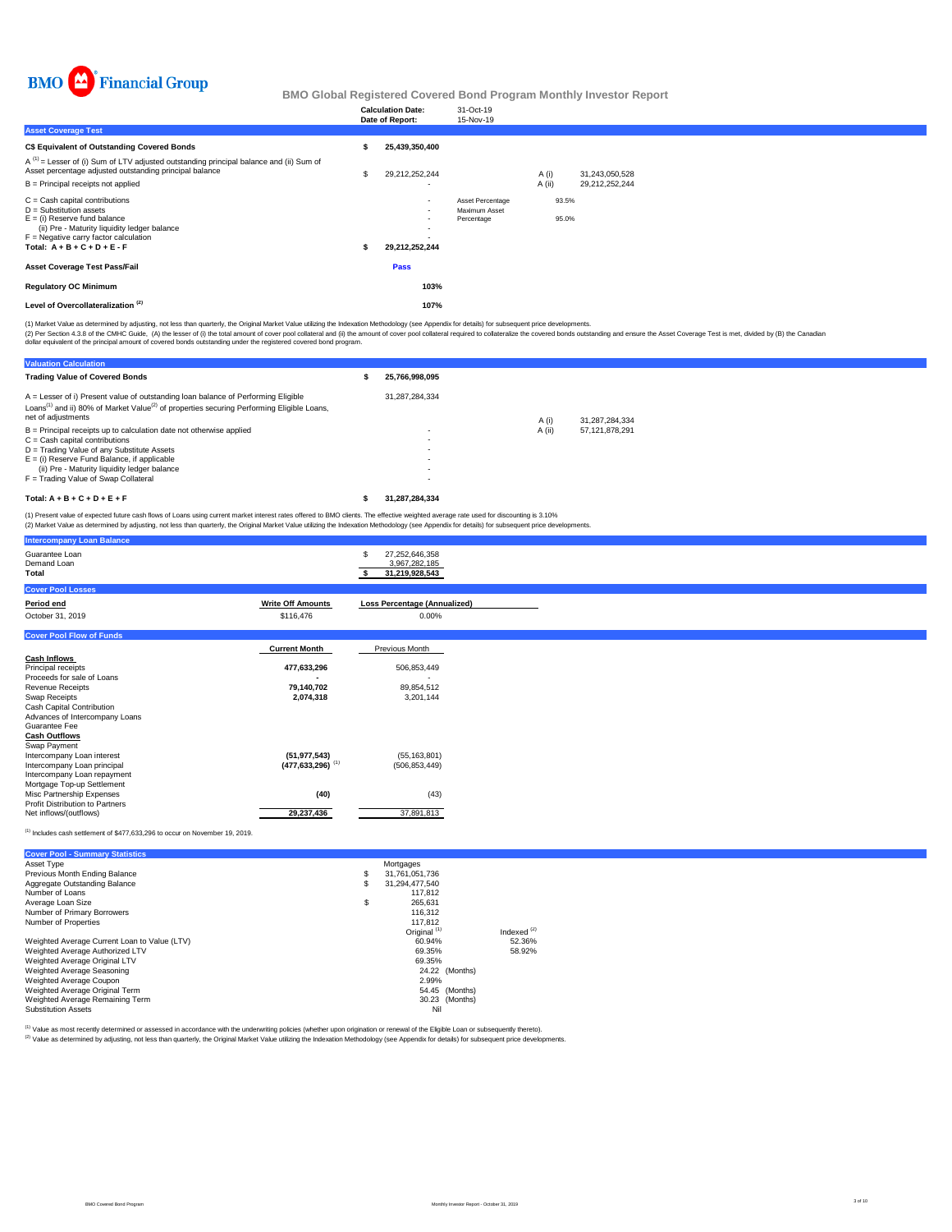BMO Financial Group

# BMO Global Registered Covered Bond Program Monthly Investor Report

| | |
|---|---|
| **Calculation Date:** | 31-Oct-19 |
| **Date of Report:** | 15-Nov-19 |

## Asset Coverage Test

| | | | | |
|---|---|---|---|---|
| **C$ Equivalent of Outstanding Covered Bonds** | **$ 25,439,350,400** | | | |
| A [1] = Lesser of (i) Sum of LTV adjusted outstanding principal balance and (ii) Sum of Asset percentage adjusted outstanding principal balance | $ 29,212,252,244 | | A (i) | 31,243,050,528 |
| B = Principal receipts not applied | - | | A (ii) | 29,212,252,244 |
| C = Cash capital contributions | - | Asset Percentage | 93.5% | |
| D = Substitution assets | - | Maximum Asset Percentage | 95.0% | |
| E = (i) Reserve fund balance | - | | | |
| (ii) Pre - Maturity liquidity ledger balance | - | | | |
| F = Negative carry factor calculation | - | | | |
| **Total: A + B + C + D + E - F** | **$ 29,212,252,244** | | | |
| **Asset Coverage Test Pass/Fail** | **Pass** | | | |
| **Regulatory OC Minimum** | **103%** | | | |
| **Level of Overcollateralization [2]** | **107%** | | | |

(1) Market Value as determined by adjusting, not less than quarterly, the Original Market Value utilizing the Indexation Methodology (see Appendix for details) for subsequent price developments.
(2) Per Section 4.3.8 of the CMHC Guide, (A) the lesser of (i) the total amount of cover pool collateral and (ii) the amount of cover pool collateral required to collateralize the covered bonds outstanding and ensure the Asset Coverage Test is met, divided by (B) the Canadian dollar equivalent of the principal amount of covered bonds outstanding under the registered covered bond program.

## Valuation Calculation

| | | | |
|---|---|---|---|
| **Trading Value of Covered Bonds** | **$ 25,766,998,095** | | |
| A = Lesser of i) Present value of outstanding loan balance of Performing Eligible Loans[1] and ii) 80% of Market Value[2] of properties securing Performing Eligible Loans, net of adjustments | 31,287,284,334 | A (i) | 31,287,284,334 |
| B = Principal receipts up to calculation date not otherwise applied | - | A (ii) | 57,121,878,291 |
| C = Cash capital contributions | - | | |
| D = Trading Value of any Substitute Assets | - | | |
| E = (i) Reserve Fund Balance, if applicable | - | | |
| (ii) Pre - Maturity liquidity ledger balance | - | | |
| F = Trading Value of Swap Collateral | - | | |
| **Total: A + B + C + D + E + F** | **$ 31,287,284,334** | | |

(1) Present value of expected future cash flows of Loans using current market interest rates offered to BMO clients. The effective weighted average rate used for discounting is 3.10%
(2) Market Value as determined by adjusting, not less than quarterly, the Original Market Value utilizing the Indexation Methodology (see Appendix for details) for subsequent price developments.

## Intercompany Loan Balance

| | |
|---|---|
| Guarantee Loan | $ 27,252,646,358 |
| Demand Loan | 3,967,282,185 |
| **Total** | **$ 31,219,928,543** |

## Cover Pool Losses

| Period end | Write Off Amounts | Loss Percentage (Annualized) |
|---|---|---|
| October 31, 2019 | $116,476 | 0.00% |

## Cover Pool Flow of Funds

| | Current Month | Previous Month |
|---|---|---|
| **Cash Inflows** | | |
| Principal receipts | **477,633,296** | 506,853,449 |
| Proceeds for sale of Loans | **-** | - |
| Revenue Receipts | **79,140,702** | 89,854,512 |
| Swap Receipts | **2,074,318** | 3,201,144 |
| Cash Capital Contribution | | |
| Advances of Intercompany Loans | | |
| Guarantee Fee | | |
| **Cash Outflows** | | |
| Swap Payment | | |
| Intercompany Loan interest | **(51,977,543)** | (55,163,801) |
| Intercompany Loan principal | **(477,633,296)** [1] | (506,853,449) |
| Intercompany Loan repayment | | |
| Mortgage Top-up Settlement | | |
| Misc Partnership Expenses | **(40)** | (43) |
| Profit Distribution to Partners | | |
| Net inflows/(outflows) | **29,237,436** | 37,891,813 |

(1) Includes cash settlement of $477,633,296 to occur on November 19, 2019.

## Cover Pool - Summary Statistics

| | | |
|---|---|---|
| Asset Type | Mortgages | |
| Previous Month Ending Balance | $ 31,761,051,736 | |
| Aggregate Outstanding Balance | $ 31,294,477,540 | |
| Number of Loans | 117,812 | |
| Average Loan Size | $ 265,631 | |
| Number of Primary Borrowers | 116,312 | |
| Number of Properties | 117,812 | |
| | Original [1] | Indexed [2] |
| Weighted Average Current Loan to Value (LTV) | 60.94% | 52.36% |
| Weighted Average Authorized LTV | 69.35% | 58.92% |
| Weighted Average Original LTV | 69.35% | |
| Weighted Average Seasoning | 24.22 (Months) | |
| Weighted Average Coupon | 2.99% | |
| Weighted Average Original Term | 54.45 (Months) | |
| Weighted Average Remaining Term | 30.23 (Months) | |
| Substitution Assets | Nil | |

(1) Value as most recently determined or assessed in accordance with the underwriting policies (whether upon origination or renewal of the Eligible Loan or subsequently thereto).
(2) Value as determined by adjusting, not less than quarterly, the Original Market Value utilizing the Indexation Methodology (see Appendix for details) for subsequent price developments.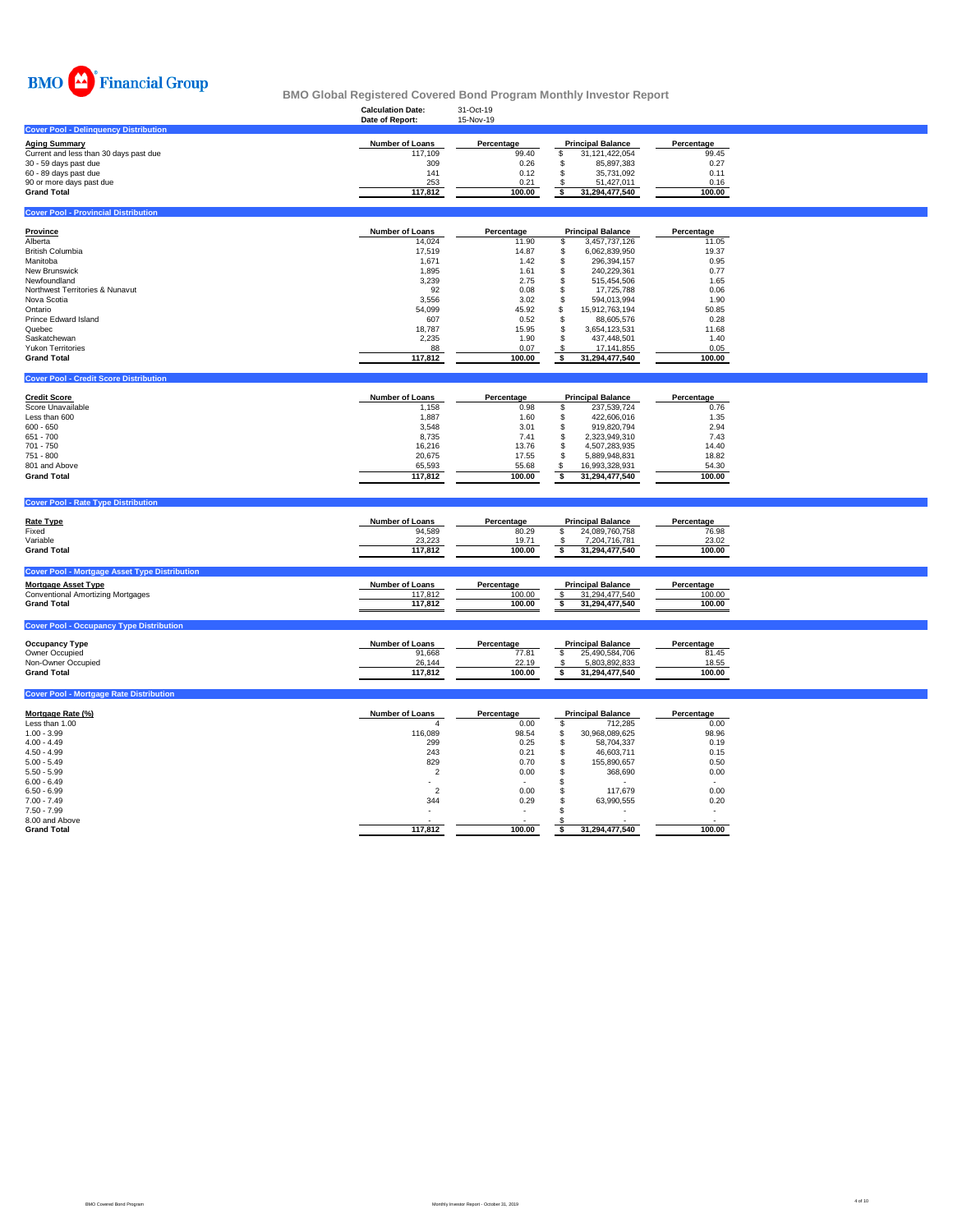BMO Financial Group

## BMO Global Registered Covered Bond Program Monthly Investor Report

**Calculation Date:** 31-Oct-19
**Date of Report:** 15-Nov-19

### Cover Pool - Delinquency Distribution

| Aging Summary | Number of Loans | Percentage | Principal Balance | Percentage |
|---|---|---|---|---|
| Current and less than 30 days past due | 117,109 | 99.40 | $ 31,121,422,054 | 99.45 |
| 30 - 59 days past due | 309 | 0.26 | $ 85,897,383 | 0.27 |
| 60 - 89 days past due | 141 | 0.12 | $ 35,731,092 | 0.11 |
| 90 or more days past due | 253 | 0.21 | $ 51,427,011 | 0.16 |
| **Grand Total** | **117,812** | **100.00** | **$ 31,294,477,540** | **100.00** |

### Cover Pool - Provincial Distribution

| Province | Number of Loans | Percentage | Principal Balance | Percentage |
|---|---|---|---|---|
| Alberta | 14,024 | 11.90 | $ 3,457,737,126 | 11.05 |
| British Columbia | 17,519 | 14.87 | $ 6,062,839,950 | 19.37 |
| Manitoba | 1,671 | 1.42 | $ 296,394,157 | 0.95 |
| New Brunswick | 1,895 | 1.61 | $ 240,229,361 | 0.77 |
| Newfoundland | 3,239 | 2.75 | $ 515,454,506 | 1.65 |
| Northwest Territories & Nunavut | 92 | 0.08 | $ 17,725,788 | 0.06 |
| Nova Scotia | 3,556 | 3.02 | $ 594,013,994 | 1.90 |
| Ontario | 54,099 | 45.92 | $ 15,912,763,194 | 50.85 |
| Prince Edward Island | 607 | 0.52 | $ 88,605,576 | 0.28 |
| Quebec | 18,787 | 15.95 | $ 3,654,123,531 | 11.68 |
| Saskatchewan | 2,235 | 1.90 | $ 437,448,501 | 1.40 |
| Yukon Territories | 88 | 0.07 | $ 17,141,855 | 0.05 |
| **Grand Total** | **117,812** | **100.00** | **$ 31,294,477,540** | **100.00** |

### Cover Pool - Credit Score Distribution

| Credit Score | Number of Loans | Percentage | Principal Balance | Percentage |
|---|---|---|---|---|
| Score Unavailable | 1,158 | 0.98 | $ 237,539,724 | 0.76 |
| Less than 600 | 1,887 | 1.60 | $ 422,606,016 | 1.35 |
| 600 - 650 | 3,548 | 3.01 | $ 919,820,794 | 2.94 |
| 651 - 700 | 8,735 | 7.41 | $ 2,323,949,310 | 7.43 |
| 701 - 750 | 16,216 | 13.76 | $ 4,507,283,935 | 14.40 |
| 751 - 800 | 20,675 | 17.55 | $ 5,889,948,831 | 18.82 |
| 801 and Above | 65,593 | 55.68 | $ 16,993,328,931 | 54.30 |
| **Grand Total** | **117,812** | **100.00** | **$ 31,294,477,540** | **100.00** |

### Cover Pool - Rate Type Distribution

| Rate Type | Number of Loans | Percentage | Principal Balance | Percentage |
|---|---|---|---|---|
| Fixed | 94,589 | 80.29 | $ 24,089,760,758 | 76.98 |
| Variable | 23,223 | 19.71 | $ 7,204,716,781 | 23.02 |
| **Grand Total** | **117,812** | **100.00** | **$ 31,294,477,540** | **100.00** |

### Cover Pool - Mortgage Asset Type Distribution

| Mortgage Asset Type | Number of Loans | Percentage | Principal Balance | Percentage |
|---|---|---|---|---|
| Conventional Amortizing Mortgages | 117,812 | 100.00 | $ 31,294,477,540 | 100.00 |
| **Grand Total** | **117,812** | **100.00** | **$ 31,294,477,540** | **100.00** |

### Cover Pool - Occupancy Type Distribution

| Occupancy Type | Number of Loans | Percentage | Principal Balance | Percentage |
|---|---|---|---|---|
| Owner Occupied | 91,668 | 77.81 | $ 25,490,584,706 | 81.45 |
| Non-Owner Occupied | 26,144 | 22.19 | $ 5,803,892,833 | 18.55 |
| **Grand Total** | **117,812** | **100.00** | **$ 31,294,477,540** | **100.00** |

### Cover Pool - Mortgage Rate Distribution

| Mortgage Rate (%) | Number of Loans | Percentage | Principal Balance | Percentage |
|---|---|---|---|---|
| Less than 1.00 | 4 | 0.00 | $ 712,285 | 0.00 |
| 1.00 - 3.99 | 116,089 | 98.54 | $ 30,968,089,625 | 98.96 |
| 4.00 - 4.49 | 299 | 0.25 | $ 58,704,337 | 0.19 |
| 4.50 - 4.99 | 243 | 0.21 | $ 46,603,711 | 0.15 |
| 5.00 - 5.49 | 829 | 0.70 | $ 155,890,657 | 0.50 |
| 5.50 - 5.99 | 2 | 0.00 | $ 368,690 | 0.00 |
| 6.00 - 6.49 | - | - | $ - | - |
| 6.50 - 6.99 | 2 | 0.00 | $ 117,679 | 0.00 |
| 7.00 - 7.49 | 344 | 0.29 | $ 63,990,555 | 0.20 |
| 7.50 - 7.99 | - | - | $ - | - |
| 8.00 and Above | - | - | $ - | - |
| **Grand Total** | **117,812** | **100.00** | **$ 31,294,477,540** | **100.00** |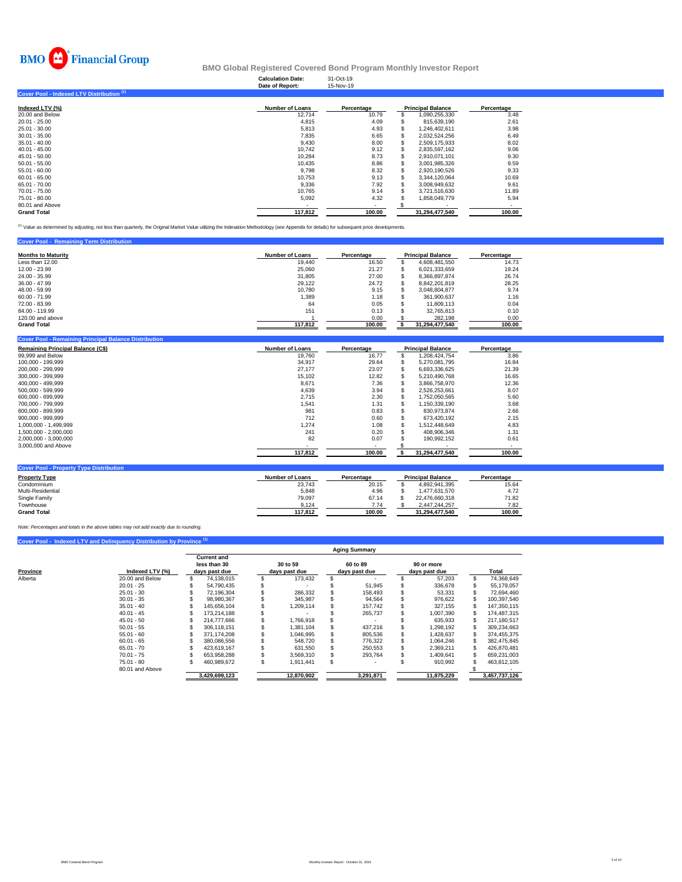# BMO Financial Group

## BMO Global Registered Covered Bond Program Monthly Investor Report

**Calculation Date:** 31-Oct-19
**Date of Report:** 15-Nov-19

### Cover Pool - Indexed LTV Distribution [1]

| Indexed LTV (%) | Number of Loans | Percentage | Principal Balance | Percentage |
|---|---|---|---|---|
| 20.00 and Below | 12,714 | 10.79 | $ 1,090,255,330 | 3.48 |
| 20.01 - 25.00 | 4,815 | 4.09 | $ 815,639,190 | 2.61 |
| 25.01 - 30.00 | 5,813 | 4.93 | $ 1,246,402,611 | 3.98 |
| 30.01 - 35.00 | 7,835 | 6.65 | $ 2,032,524,256 | 6.49 |
| 35.01 - 40.00 | 9,430 | 8.00 | $ 2,509,175,933 | 8.02 |
| 40.01 - 45.00 | 10,742 | 9.12 | $ 2,835,597,162 | 9.06 |
| 45.01 - 50.00 | 10,284 | 8.73 | $ 2,910,071,101 | 9.30 |
| 50.01 - 55.00 | 10,435 | 8.86 | $ 3,001,985,326 | 9.59 |
| 55.01 - 60.00 | 9,798 | 8.32 | $ 2,920,190,526 | 9.33 |
| 60.01 - 65.00 | 10,753 | 9.13 | $ 3,344,120,064 | 10.69 |
| 65.01 - 70.00 | 9,336 | 7.92 | $ 3,008,949,632 | 9.61 |
| 70.01 - 75.00 | 10,765 | 9.14 | $ 3,721,516,630 | 11.89 |
| 75.01 - 80.00 | 5,092 | 4.32 | $ 1,858,049,779 | 5.94 |
| 80.01 and Above | - | - | $ - | - |
| **Grand Total** | **117,812** | **100.00** | **31,294,477,540** | **100.00** |

[1] Value as determined by adjusting, not less than quarterly, the Original Market Value utilizing the Indexation Methodology (see Appendix for details) for subsequent price developments.

### Cover Pool - Remaining Term Distribution

| Months to Maturity | Number of Loans | Percentage | Principal Balance | Percentage |
|---|---|---|---|---|
| Less than 12.00 | 19,440 | 16.50 | $ 4,608,481,550 | 14.73 |
| 12.00 - 23.99 | 25,060 | 21.27 | $ 6,021,333,659 | 19.24 |
| 24.00 - 35.99 | 31,805 | 27.00 | $ 8,366,897,874 | 26.74 |
| 36.00 - 47.99 | 29,122 | 24.72 | $ 8,842,201,819 | 28.25 |
| 48.00 - 59.99 | 10,780 | 9.15 | $ 3,048,804,877 | 9.74 |
| 60.00 - 71.99 | 1,389 | 1.18 | $ 361,900,637 | 1.16 |
| 72.00 - 83.99 | 64 | 0.05 | $ 11,809,113 | 0.04 |
| 84.00 - 119.99 | 151 | 0.13 | $ 32,765,813 | 0.10 |
| 120.00 and above | 1 | 0.00 | $ 282,198 | 0.00 |
| **Grand Total** | **117,812** | **100.00** | **$ 31,294,477,540** | **100.00** |

### Cover Pool - Remaining Principal Balance Distribution

| Remaining Principal Balance (C$) | Number of Loans | Percentage | Principal Balance | Percentage |
|---|---|---|---|---|
| 99,999 and Below | 19,760 | 16.77 | $ 1,208,424,754 | 3.86 |
| 100,000 - 199,999 | 34,917 | 29.64 | $ 5,270,081,795 | 16.84 |
| 200,000 - 299,999 | 27,177 | 23.07 | $ 6,693,336,625 | 21.39 |
| 300,000 - 399,999 | 15,102 | 12.82 | $ 5,210,490,768 | 16.65 |
| 400,000 - 499,999 | 8,671 | 7.36 | $ 3,866,758,970 | 12.36 |
| 500,000 - 599,999 | 4,639 | 3.94 | $ 2,526,253,661 | 8.07 |
| 600,000 - 699,999 | 2,715 | 2.30 | $ 1,752,050,565 | 5.60 |
| 700,000 - 799,999 | 1,541 | 1.31 | $ 1,150,339,190 | 3.68 |
| 800,000 - 899,999 | 981 | 0.83 | $ 830,973,874 | 2.66 |
| 900,000 - 999,999 | 712 | 0.60 | $ 673,420,192 | 2.15 |
| 1,000,000 - 1,499,999 | 1,274 | 1.08 | $ 1,512,448,649 | 4.83 |
| 1,500,000 - 2,000,000 | 241 | 0.20 | $ 408,906,346 | 1.31 |
| 2,000,000 - 3,000,000 | 82 | 0.07 | $ 190,992,152 | 0.61 |
| 3,000,000 and Above | - | - | $ - | - |
| | **117,812** | **100.00** | **$ 31,294,477,540** | **100.00** |

### Cover Pool - Property Type Distribution

| Property Type | Number of Loans | Percentage | Principal Balance | Percentage |
|---|---|---|---|---|
| Condominium | 23,743 | 20.15 | $ 4,892,941,395 | 15.64 |
| Multi-Residential | 5,848 | 4.96 | $ 1,477,631,570 | 4.72 |
| Single Family | 79,097 | 67.14 | $ 22,476,660,318 | 71.82 |
| Townhouse | 9,124 | 7.74 | $ 2,447,244,257 | 7.82 |
| **Grand Total** | **117,812** | **100.00** | **31,294,477,540** | **100.00** |

*Note: Percentages and totals in the above tables may not add exactly due to rounding.*

### Cover Pool - Indexed LTV and Delinquency Distribution by Province [1]

| | | Aging Summary | | | | |
|---|---|---|---|---|---|---|
| Province | Indexed LTV (%) | Current and less than 30 days past due | 30 to 59 days past due | 60 to 89 days past due | 90 or more days past due | Total |
| Alberta | 20.00 and Below | $ 74,138,015 | $ 173,432 | $ - | $ 57,203 | $ 74,368,649 |
| | 20.01 - 25 | $ 54,790,435 | $ - | $ 51,945 | $ 336,678 | $ 55,179,057 |
| | 25.01 - 30 | $ 72,196,304 | $ 286,332 | $ 158,493 | $ 53,331 | $ 72,694,460 |
| | 30.01 - 35 | $ 98,980,367 | $ 345,987 | $ 94,564 | $ 976,622 | $ 100,397,540 |
| | 35.01 - 40 | $ 145,656,104 | $ 1,209,114 | $ 157,742 | $ 327,155 | $ 147,350,115 |
| | 40.01 - 45 | $ 173,214,188 | $ - | $ 265,737 | $ 1,007,390 | $ 174,487,315 |
| | 45.01 - 50 | $ 214,777,666 | $ 1,766,918 | $ - | $ 635,933 | $ 217,180,517 |
| | 50.01 - 55 | $ 306,118,151 | $ 1,381,104 | $ 437,216 | $ 1,298,192 | $ 309,234,663 |
| | 55.01 - 60 | $ 371,174,208 | $ 1,046,995 | $ 805,536 | $ 1,428,637 | $ 374,455,375 |
| | 60.01 - 65 | $ 380,086,556 | $ 548,720 | $ 776,322 | $ 1,064,246 | $ 382,475,845 |
| | 65.01 - 70 | $ 423,619,167 | $ 631,550 | $ 250,553 | $ 2,369,211 | $ 426,870,481 |
| | 70.01 - 75 | $ 653,958,288 | $ 3,569,310 | $ 293,764 | $ 1,409,641 | $ 659,231,003 |
| | 75.01 - 80 | $ 460,989,672 | $ 1,911,441 | $ - | $ 910,992 | $ 463,812,105 |
| | 80.01 and Above | | | | | $ - |
| | | **3,429,699,123** | **12,870,902** | **3,291,871** | **11,875,229** | **3,457,737,126** |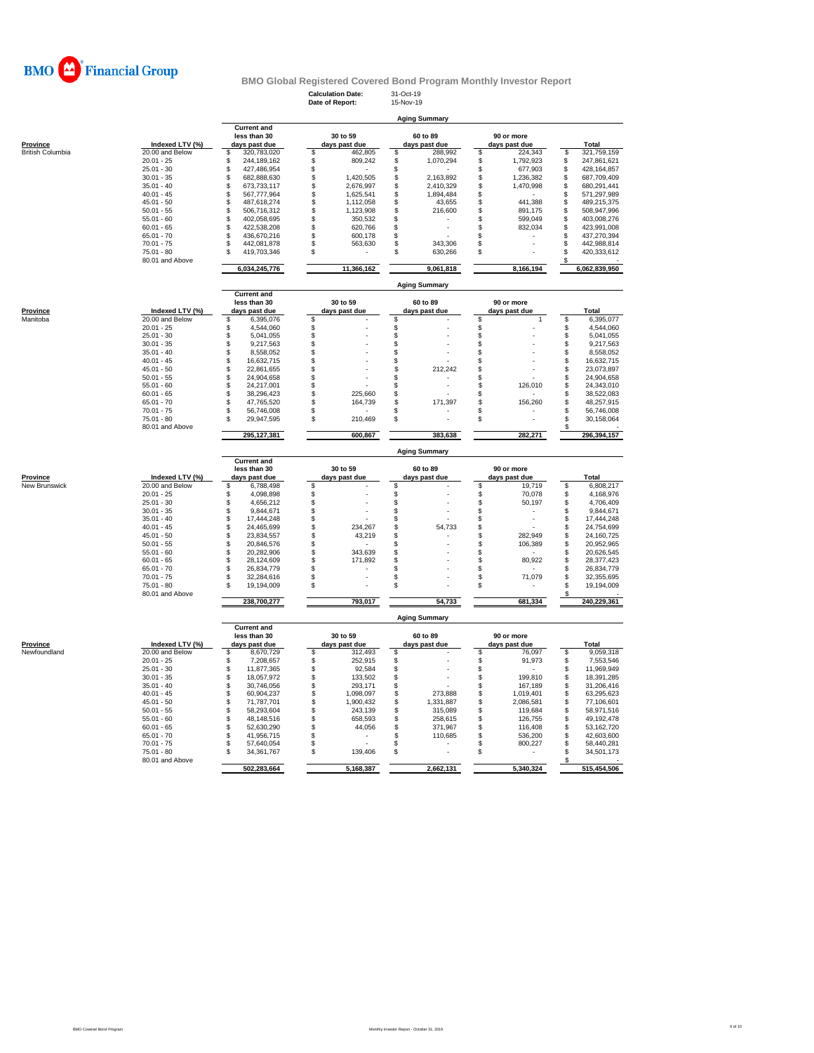**BMO Financial Group**

# BMO Global Registered Covered Bond Program Monthly Investor Report

**Calculation Date:** 31-Oct-19
**Date of Report:** 15-Nov-19

## Aging Summary

| Province | Indexed LTV (%) | Current and less than 30 days past due | 30 to 59 days past due | 60 to 89 days past due | 90 or more days past due | Total |
|---|---|---|---|---|---|---|
| British Columbia | 20.00 and Below | $ 320,783,020 | $ 462,805 | $ 288,992 | $ 224,343 | $ 321,759,159 |
| | 20.01 - 25 | $ 244,189,162 | $ 809,242 | $ 1,070,294 | $ 1,792,923 | $ 247,861,621 |
| | 25.01 - 30 | $ 427,486,954 | $ - | $ - | $ 677,903 | $ 428,164,857 |
| | 30.01 - 35 | $ 682,888,630 | $ 1,420,505 | $ 2,163,892 | $ 1,236,382 | $ 687,709,409 |
| | 35.01 - 40 | $ 673,733,117 | $ 2,676,997 | $ 2,410,329 | $ 1,470,998 | $ 680,291,441 |
| | 40.01 - 45 | $ 567,777,964 | $ 1,625,541 | $ 1,894,484 | $ - | $ 571,297,989 |
| | 45.01 - 50 | $ 487,618,274 | $ 1,112,058 | $ 43,655 | $ 441,388 | $ 489,215,375 |
| | 50.01 - 55 | $ 506,716,312 | $ 1,123,908 | $ 216,600 | $ 891,175 | $ 508,947,996 |
| | 55.01 - 60 | $ 402,058,695 | $ 350,532 | $ - | $ 599,049 | $ 403,008,276 |
| | 60.01 - 65 | $ 422,538,208 | $ 620,766 | $ - | $ 832,034 | $ 423,991,008 |
| | 65.01 - 70 | $ 436,670,216 | $ 600,178 | $ - | $ - | $ 437,270,394 |
| | 70.01 - 75 | $ 442,081,878 | $ 563,630 | $ 343,306 | $ - | $ 442,988,814 |
| | 75.01 - 80 | $ 419,703,346 | $ - | $ 630,266 | $ - | $ 420,333,612 |
| | 80.01 and Above | | | | | $ - |
| | | 6,034,245,776 | 11,366,162 | 9,061,818 | 8,166,194 | 6,062,839,950 |

## Aging Summary

| Province | Indexed LTV (%) | Current and less than 30 days past due | 30 to 59 days past due | 60 to 89 days past due | 90 or more days past due | Total |
|---|---|---|---|---|---|---|
| Manitoba | 20.00 and Below | $ 6,395,076 | $ - | $ - | $ 1 | $ 6,395,077 |
| | 20.01 - 25 | $ 4,544,060 | $ - | $ - | $ - | $ 4,544,060 |
| | 25.01 - 30 | $ 5,041,055 | $ - | $ - | $ - | $ 5,041,055 |
| | 30.01 - 35 | $ 9,217,563 | $ - | $ - | $ - | $ 9,217,563 |
| | 35.01 - 40 | $ 8,558,052 | $ - | $ - | $ - | $ 8,558,052 |
| | 40.01 - 45 | $ 16,632,715 | $ - | $ - | $ - | $ 16,632,715 |
| | 45.01 - 50 | $ 22,861,655 | $ - | $ 212,242 | $ - | $ 23,073,897 |
| | 50.01 - 55 | $ 24,904,658 | $ - | $ - | $ - | $ 24,904,658 |
| | 55.01 - 60 | $ 24,217,001 | $ - | $ - | $ 126,010 | $ 24,343,010 |
| | 60.01 - 65 | $ 38,296,423 | $ 225,660 | $ - | $ - | $ 38,522,083 |
| | 65.01 - 70 | $ 47,765,520 | $ 164,739 | $ 171,397 | $ 156,260 | $ 48,257,915 |
| | 70.01 - 75 | $ 56,746,008 | $ - | $ - | $ - | $ 56,746,008 |
| | 75.01 - 80 | $ 29,947,595 | $ 210,469 | $ - | $ - | $ 30,158,064 |
| | 80.01 and Above | | | | | $ - |
| | | 295,127,381 | 600,867 | 383,638 | 282,271 | 296,394,157 |

## Aging Summary

| Province | Indexed LTV (%) | Current and less than 30 days past due | 30 to 59 days past due | 60 to 89 days past due | 90 or more days past due | Total |
|---|---|---|---|---|---|---|
| New Brunswick | 20.00 and Below | $ 6,788,498 | $ - | $ - | $ 19,719 | $ 6,808,217 |
| | 20.01 - 25 | $ 4,098,898 | $ - | $ - | $ 70,078 | $ 4,168,976 |
| | 25.01 - 30 | $ 4,656,212 | $ - | $ - | $ 50,197 | $ 4,706,409 |
| | 30.01 - 35 | $ 9,844,671 | $ - | $ - | $ - | $ 9,844,671 |
| | 35.01 - 40 | $ 17,444,248 | $ - | $ - | $ - | $ 17,444,248 |
| | 40.01 - 45 | $ 24,465,699 | $ 234,267 | $ 54,733 | $ - | $ 24,754,699 |
| | 45.01 - 50 | $ 23,834,557 | $ 43,219 | $ - | $ 282,949 | $ 24,160,725 |
| | 50.01 - 55 | $ 20,846,576 | $ - | $ - | $ 106,389 | $ 20,952,965 |
| | 55.01 - 60 | $ 20,282,906 | $ 343,639 | $ - | $ - | $ 20,626,545 |
| | 60.01 - 65 | $ 28,124,609 | $ 171,892 | $ - | $ 80,922 | $ 28,377,423 |
| | 65.01 - 70 | $ 26,834,779 | $ - | $ - | $ - | $ 26,834,779 |
| | 70.01 - 75 | $ 32,284,616 | $ - | $ - | $ 71,079 | $ 32,355,695 |
| | 75.01 - 80 | $ 19,194,009 | $ - | $ - | $ - | $ 19,194,009 |
| | 80.01 and Above | | | | | $ - |
| | | 238,700,277 | 793,017 | 54,733 | 681,334 | 240,229,361 |

## Aging Summary

| Province | Indexed LTV (%) | Current and less than 30 days past due | 30 to 59 days past due | 60 to 89 days past due | 90 or more days past due | Total |
|---|---|---|---|---|---|---|
| Newfoundland | 20.00 and Below | $ 8,670,729 | $ 312,493 | $ - | $ 76,097 | $ 9,059,318 |
| | 20.01 - 25 | $ 7,208,657 | $ 252,915 | $ - | $ 91,973 | $ 7,553,546 |
| | 25.01 - 30 | $ 11,877,365 | $ 92,584 | $ - | $ - | $ 11,969,949 |
| | 30.01 - 35 | $ 18,057,972 | $ 133,502 | $ - | $ 199,810 | $ 18,391,285 |
| | 35.01 - 40 | $ 30,746,056 | $ 293,171 | $ - | $ 167,189 | $ 31,206,416 |
| | 40.01 - 45 | $ 60,904,237 | $ 1,098,097 | $ 273,888 | $ 1,019,401 | $ 63,295,623 |
| | 45.01 - 50 | $ 71,787,701 | $ 1,900,432 | $ 1,331,887 | $ 2,086,581 | $ 77,106,601 |
| | 50.01 - 55 | $ 58,293,604 | $ 243,139 | $ 315,089 | $ 119,684 | $ 58,971,516 |
| | 55.01 - 60 | $ 48,148,516 | $ 658,593 | $ 258,615 | $ 126,755 | $ 49,192,478 |
| | 60.01 - 65 | $ 52,630,290 | $ 44,056 | $ 371,967 | $ 116,408 | $ 53,162,720 |
| | 65.01 - 70 | $ 41,956,715 | $ - | $ 110,685 | $ 536,200 | $ 42,603,600 |
| | 70.01 - 75 | $ 57,640,054 | $ - | $ - | $ 800,227 | $ 58,440,281 |
| | 75.01 - 80 | $ 34,361,767 | $ 139,406 | $ - | $ - | $ 34,501,173 |
| | 80.01 and Above | | | | | $ - |
| | | 502,283,664 | 5,168,387 | 2,662,131 | 5,340,324 | 515,454,506 |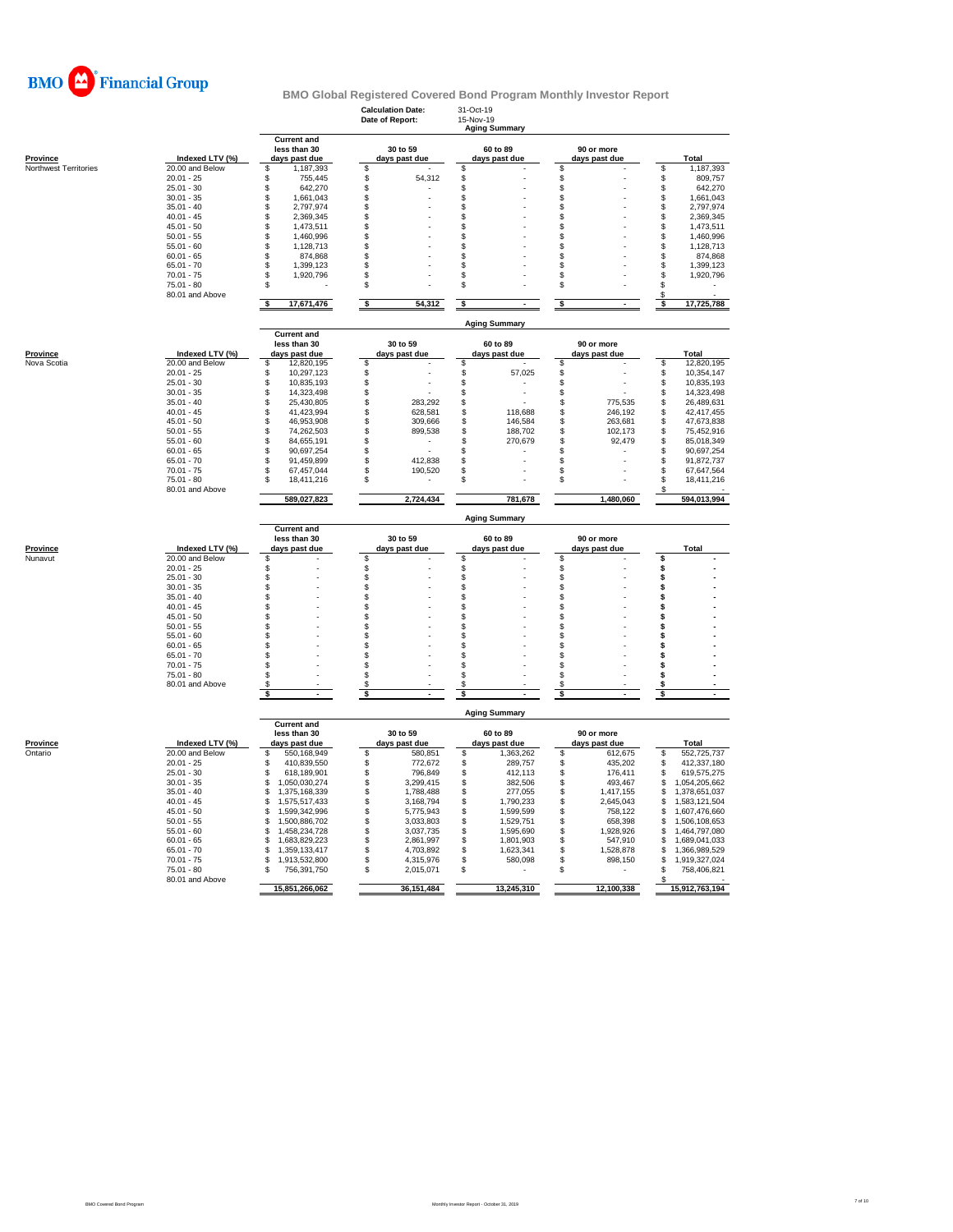BMO Financial Group

# BMO Global Registered Covered Bond Program Monthly Investor Report

**Calculation Date:** 31-Oct-19
**Date of Report:** 15-Nov-19

| | | Aging Summary | | | | |
|---|---|---|---|---|---|---|
| **Province** | **Indexed LTV (%)** | **Current and less than 30 days past due** | **30 to 59 days past due** | **60 to 89 days past due** | **90 or more days past due** | **Total** |
| Northwest Territories | 20.00 and Below | $ 1,187,393 | $ - | $ - | $ - | $ 1,187,393 |
| | 20.01 - 25 | $ 755,445 | $ 54,312 | $ - | $ - | $ 809,757 |
| | 25.01 - 30 | $ 642,270 | $ - | $ - | $ - | $ 642,270 |
| | 30.01 - 35 | $ 1,661,043 | $ - | $ - | $ - | $ 1,661,043 |
| | 35.01 - 40 | $ 2,797,974 | $ - | $ - | $ - | $ 2,797,974 |
| | 40.01 - 45 | $ 2,369,345 | $ - | $ - | $ - | $ 2,369,345 |
| | 45.01 - 50 | $ 1,473,511 | $ - | $ - | $ - | $ 1,473,511 |
| | 50.01 - 55 | $ 1,460,996 | $ - | $ - | $ - | $ 1,460,996 |
| | 55.01 - 60 | $ 1,128,713 | $ - | $ - | $ - | $ 1,128,713 |
| | 60.01 - 65 | $ 874,868 | $ - | $ - | $ - | $ 874,868 |
| | 65.01 - 70 | $ 1,399,123 | $ - | $ - | $ - | $ 1,399,123 |
| | 70.01 - 75 | $ 1,920,796 | $ - | $ - | $ - | $ 1,920,796 |
| | 75.01 - 80 | $ - | $ - | $ - | $ - | $ - |
| | 80.01 and Above | | | | | $ - |
| | | **$ 17,671,476** | **$ 54,312** | **$ -** | **$ -** | **$ 17,725,788** |

| | | Aging Summary | | | | |
|---|---|---|---|---|---|---|
| **Province** | **Indexed LTV (%)** | **Current and less than 30 days past due** | **30 to 59 days past due** | **60 to 89 days past due** | **90 or more days past due** | **Total** |
| Nova Scotia | 20.00 and Below | $ 12,820,195 | $ - | $ - | $ - | $ 12,820,195 |
| | 20.01 - 25 | $ 10,297,123 | $ - | $ 57,025 | $ - | $ 10,354,147 |
| | 25.01 - 30 | $ 10,835,193 | $ - | $ - | $ - | $ 10,835,193 |
| | 30.01 - 35 | $ 14,323,498 | $ - | $ - | $ - | $ 14,323,498 |
| | 35.01 - 40 | $ 25,430,805 | $ 283,292 | $ - | $ 775,535 | $ 26,489,631 |
| | 40.01 - 45 | $ 41,423,994 | $ 628,581 | $ 118,688 | $ 246,192 | $ 42,417,455 |
| | 45.01 - 50 | $ 46,953,908 | $ 309,666 | $ 146,584 | $ 263,681 | $ 47,673,838 |
| | 50.01 - 55 | $ 74,262,503 | $ 899,538 | $ 188,702 | $ 102,173 | $ 75,452,916 |
| | 55.01 - 60 | $ 84,655,191 | $ - | $ 270,679 | $ 92,479 | $ 85,018,349 |
| | 60.01 - 65 | $ 90,697,254 | $ - | $ - | $ - | $ 90,697,254 |
| | 65.01 - 70 | $ 91,459,899 | $ 412,838 | $ - | $ - | $ 91,872,737 |
| | 70.01 - 75 | $ 67,457,044 | $ 190,520 | $ - | $ - | $ 67,647,564 |
| | 75.01 - 80 | $ 18,411,216 | $ - | $ - | $ - | $ 18,411,216 |
| | 80.01 and Above | | | | | $ - |
| | | **589,027,823** | **2,724,434** | **781,678** | **1,480,060** | **594,013,994** |

| | | Aging Summary | | | | |
|---|---|---|---|---|---|---|
| **Province** | **Indexed LTV (%)** | **Current and less than 30 days past due** | **30 to 59 days past due** | **60 to 89 days past due** | **90 or more days past due** | **Total** |
| Nunavut | 20.00 and Below | $ - | $ - | $ - | $ - | $ - |
| | 20.01 - 25 | $ - | $ - | $ - | $ - | $ - |
| | 25.01 - 30 | $ - | $ - | $ - | $ - | $ - |
| | 30.01 - 35 | $ - | $ - | $ - | $ - | $ - |
| | 35.01 - 40 | $ - | $ - | $ - | $ - | $ - |
| | 40.01 - 45 | $ - | $ - | $ - | $ - | $ - |
| | 45.01 - 50 | $ - | $ - | $ - | $ - | $ - |
| | 50.01 - 55 | $ - | $ - | $ - | $ - | $ - |
| | 55.01 - 60 | $ - | $ - | $ - | $ - | $ - |
| | 60.01 - 65 | $ - | $ - | $ - | $ - | $ - |
| | 65.01 - 70 | $ - | $ - | $ - | $ - | $ - |
| | 70.01 - 75 | $ - | $ - | $ - | $ - | $ - |
| | 75.01 - 80 | $ - | $ - | $ - | $ - | $ - |
| | 80.01 and Above | $ - | $ - | $ - | $ - | $ - |
| | | **$ -** | **$ -** | **$ -** | **$ -** | **$ -** |

| | | Aging Summary | | | | |
|---|---|---|---|---|---|---|
| **Province** | **Indexed LTV (%)** | **Current and less than 30 days past due** | **30 to 59 days past due** | **60 to 89 days past due** | **90 or more days past due** | **Total** |
| Ontario | 20.00 and Below | $ 550,168,949 | $ 580,851 | $ 1,363,262 | $ 612,675 | $ 552,725,737 |
| | 20.01 - 25 | $ 410,839,550 | $ 772,672 | $ 289,757 | $ 435,202 | $ 412,337,180 |
| | 25.01 - 30 | $ 618,189,901 | $ 796,849 | $ 412,113 | $ 176,411 | $ 619,575,275 |
| | 30.01 - 35 | $ 1,050,030,274 | $ 3,299,415 | $ 382,506 | $ 493,467 | $ 1,054,205,662 |
| | 35.01 - 40 | $ 1,375,168,339 | $ 1,788,488 | $ 277,055 | $ 1,417,155 | $ 1,378,651,037 |
| | 40.01 - 45 | $ 1,575,517,433 | $ 3,168,794 | $ 1,790,233 | $ 2,645,043 | $ 1,583,121,504 |
| | 45.01 - 50 | $ 1,599,342,996 | $ 5,775,943 | $ 1,599,599 | $ 758,122 | $ 1,607,476,660 |
| | 50.01 - 55 | $ 1,500,886,702 | $ 3,033,803 | $ 1,529,751 | $ 658,398 | $ 1,506,108,653 |
| | 55.01 - 60 | $ 1,458,234,728 | $ 3,037,735 | $ 1,595,690 | $ 1,928,926 | $ 1,464,797,080 |
| | 60.01 - 65 | $ 1,683,829,223 | $ 2,861,997 | $ 1,801,903 | $ 547,910 | $ 1,689,041,033 |
| | 65.01 - 70 | $ 1,359,133,417 | $ 4,703,892 | $ 1,623,341 | $ 1,528,878 | $ 1,366,989,529 |
| | 70.01 - 75 | $ 1,913,532,800 | $ 4,315,976 | $ 580,098 | $ 898,150 | $ 1,919,327,024 |
| | 75.01 - 80 | $ 756,391,750 | $ 2,015,071 | $ - | $ - | $ 758,406,821 |
| | 80.01 and Above | | | | | $ - |
| | | **15,851,266,062** | **36,151,484** | **13,245,310** | **12,100,338** | **15,912,763,194** |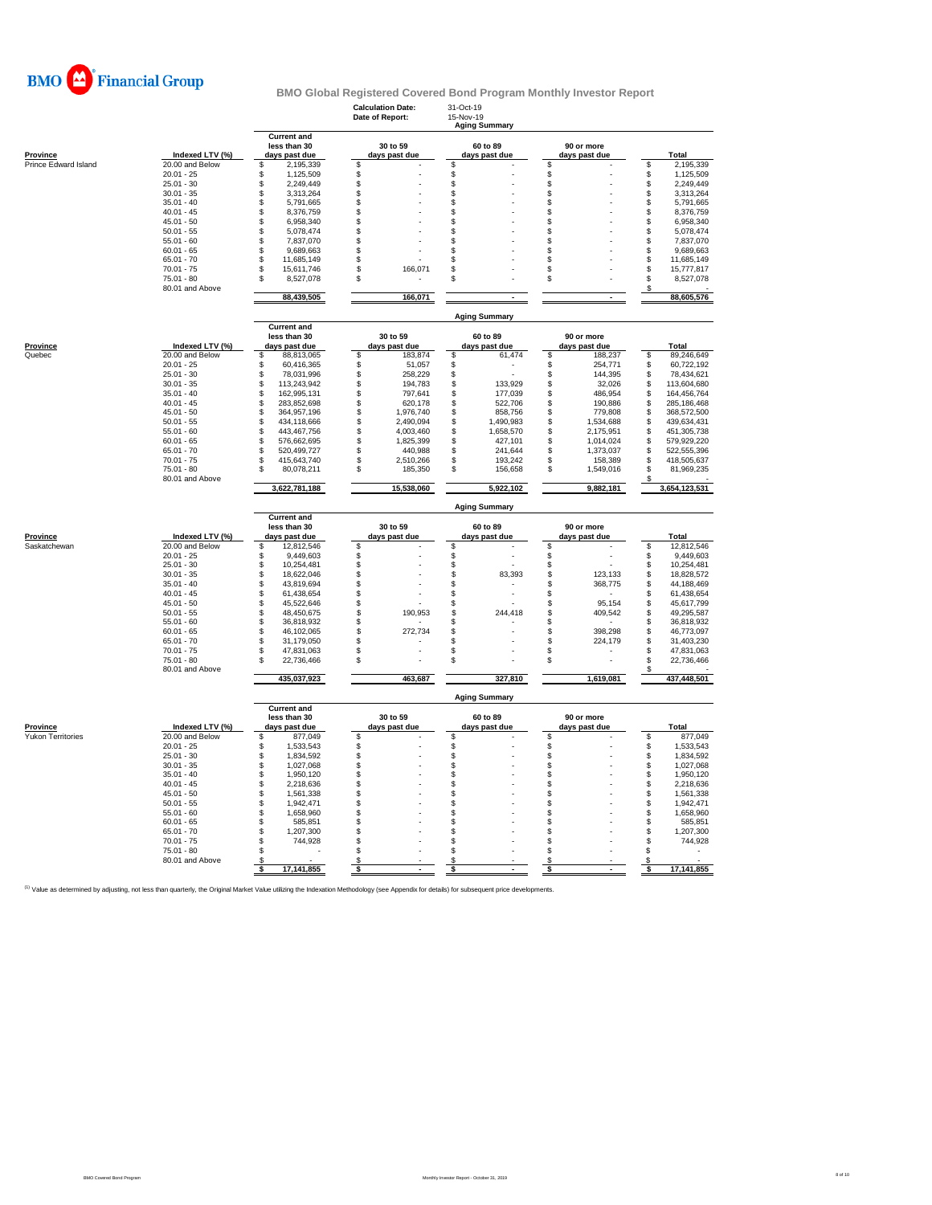# BMO Financial Group

## BMO Global Registered Covered Bond Program Monthly Investor Report

**Calculation Date:** 31-Oct-19
**Date of Report:** 15-Nov-19

### Aging Summary

| Province | Indexed LTV (%) | Current and less than 30 days past due | 30 to 59 days past due | 60 to 89 days past due | 90 or more days past due | Total |
|---|---|---|---|---|---|---|
| Prince Edward Island | 20.00 and Below | $ 2,195,339 | $ - | $ - | $ - | $ 2,195,339 |
| | 20.01 - 25 | $ 1,125,509 | $ - | $ - | $ - | $ 1,125,509 |
| | 25.01 - 30 | $ 2,249,449 | $ - | $ - | $ - | $ 2,249,449 |
| | 30.01 - 35 | $ 3,313,264 | $ - | $ - | $ - | $ 3,313,264 |
| | 35.01 - 40 | $ 5,791,665 | $ - | $ - | $ - | $ 5,791,665 |
| | 40.01 - 45 | $ 8,376,759 | $ - | $ - | $ - | $ 8,376,759 |
| | 45.01 - 50 | $ 6,958,340 | $ - | $ - | $ - | $ 6,958,340 |
| | 50.01 - 55 | $ 5,078,474 | $ - | $ - | $ - | $ 5,078,474 |
| | 55.01 - 60 | $ 7,837,070 | $ - | $ - | $ - | $ 7,837,070 |
| | 60.01 - 65 | $ 9,689,663 | $ - | $ - | $ - | $ 9,689,663 |
| | 65.01 - 70 | $ 11,685,149 | $ - | $ - | $ - | $ 11,685,149 |
| | 70.01 - 75 | $ 15,611,746 | $ 166,071 | $ - | $ - | $ 15,777,817 |
| | 75.01 - 80 | $ 8,527,078 | $ - | $ - | $ - | $ 8,527,078 |
| | 80.01 and Above | | | | | $ - |
| | | 88,439,505 | 166,071 | - | - | 88,605,576 |

### Aging Summary

| Province | Indexed LTV (%) | Current and less than 30 days past due | 30 to 59 days past due | 60 to 89 days past due | 90 or more days past due | Total |
|---|---|---|---|---|---|---|
| Quebec | 20.00 and Below | $ 88,813,065 | $ 183,874 | $ 61,474 | $ 188,237 | $ 89,246,649 |
| | 20.01 - 25 | $ 60,416,365 | $ 51,057 | $ - | $ 254,771 | $ 60,722,192 |
| | 25.01 - 30 | $ 78,031,996 | $ 258,229 | $ - | $ 144,395 | $ 78,434,621 |
| | 30.01 - 35 | $ 113,243,942 | $ 194,783 | $ 133,929 | $ 32,026 | $ 113,604,680 |
| | 35.01 - 40 | $ 162,995,131 | $ 797,641 | $ 177,039 | $ 486,954 | $ 164,456,764 |
| | 40.01 - 45 | $ 283,852,698 | $ 620,178 | $ 522,706 | $ 190,886 | $ 285,186,468 |
| | 45.01 - 50 | $ 364,957,196 | $ 1,976,740 | $ 858,756 | $ 779,808 | $ 368,572,500 |
| | 50.01 - 55 | $ 434,118,666 | $ 2,490,094 | $ 1,490,983 | $ 1,534,688 | $ 439,634,431 |
| | 55.01 - 60 | $ 443,467,756 | $ 4,003,460 | $ 1,658,570 | $ 2,175,951 | $ 451,305,738 |
| | 60.01 - 65 | $ 576,662,695 | $ 1,825,399 | $ 427,101 | $ 1,014,024 | $ 579,929,220 |
| | 65.01 - 70 | $ 520,499,727 | $ 440,988 | $ 241,644 | $ 1,373,037 | $ 522,555,396 |
| | 70.01 - 75 | $ 415,643,740 | $ 2,510,266 | $ 193,242 | $ 158,389 | $ 418,505,637 |
| | 75.01 - 80 | $ 80,078,211 | $ 185,350 | $ 156,658 | $ 1,549,016 | $ 81,969,235 |
| | 80.01 and Above | | | | | $ - |
| | | 3,622,781,188 | 15,538,060 | 5,922,102 | 9,882,181 | 3,654,123,531 |

### Aging Summary

| Province | Indexed LTV (%) | Current and less than 30 days past due | 30 to 59 days past due | 60 to 89 days past due | 90 or more days past due | Total |
|---|---|---|---|---|---|---|
| Saskatchewan | 20.00 and Below | $ 12,812,546 | $ - | $ - | $ - | $ 12,812,546 |
| | 20.01 - 25 | $ 9,449,603 | $ - | $ - | $ - | $ 9,449,603 |
| | 25.01 - 30 | $ 10,254,481 | $ - | $ - | $ - | $ 10,254,481 |
| | 30.01 - 35 | $ 18,622,046 | $ - | $ 83,393 | $ 123,133 | $ 18,828,572 |
| | 35.01 - 40 | $ 43,819,694 | $ - | $ - | $ 368,775 | $ 44,188,469 |
| | 40.01 - 45 | $ 61,438,654 | $ - | $ - | $ - | $ 61,438,654 |
| | 45.01 - 50 | $ 45,522,646 | $ - | $ - | $ 95,154 | $ 45,617,799 |
| | 50.01 - 55 | $ 48,450,675 | $ 190,953 | $ 244,418 | $ 409,542 | $ 49,295,587 |
| | 55.01 - 60 | $ 36,818,932 | $ - | $ - | $ - | $ 36,818,932 |
| | 60.01 - 65 | $ 46,102,065 | $ 272,734 | $ - | $ 398,298 | $ 46,773,097 |
| | 65.01 - 70 | $ 31,179,050 | $ - | $ - | $ 224,179 | $ 31,403,230 |
| | 70.01 - 75 | $ 47,831,063 | $ - | $ - | $ - | $ 47,831,063 |
| | 75.01 - 80 | $ 22,736,466 | $ - | $ - | $ - | $ 22,736,466 |
| | 80.01 and Above | | | | | $ - |
| | | 435,037,923 | 463,687 | 327,810 | 1,619,081 | 437,448,501 |

### Aging Summary

| Province | Indexed LTV (%) | Current and less than 30 days past due | 30 to 59 days past due | 60 to 89 days past due | 90 or more days past due | Total |
|---|---|---|---|---|---|---|
| Yukon Territories | 20.00 and Below | $ 877,049 | $ - | $ - | $ - | $ 877,049 |
| | 20.01 - 25 | $ 1,533,543 | $ - | $ - | $ - | $ 1,533,543 |
| | 25.01 - 30 | $ 1,834,592 | $ - | $ - | $ - | $ 1,834,592 |
| | 30.01 - 35 | $ 1,027,068 | $ - | $ - | $ - | $ 1,027,068 |
| | 35.01 - 40 | $ 1,950,120 | $ - | $ - | $ - | $ 1,950,120 |
| | 40.01 - 45 | $ 2,218,636 | $ - | $ - | $ - | $ 2,218,636 |
| | 45.01 - 50 | $ 1,561,338 | $ - | $ - | $ - | $ 1,561,338 |
| | 50.01 - 55 | $ 1,942,471 | $ - | $ - | $ - | $ 1,942,471 |
| | 55.01 - 60 | $ 1,658,960 | $ - | $ - | $ - | $ 1,658,960 |
| | 60.01 - 65 | $ 585,851 | $ - | $ - | $ - | $ 585,851 |
| | 65.01 - 70 | $ 1,207,300 | $ - | $ - | $ - | $ 1,207,300 |
| | 70.01 - 75 | $ 744,928 | $ - | $ - | $ - | $ 744,928 |
| | 75.01 - 80 | $ - | $ - | $ - | $ - | $ - |
| | 80.01 and Above | $ - | $ - | $ - | $ - | $ - |
| | | $ 17,141,855 | $ - | $ - | $ - | $ 17,141,855 |

[1] Value as determined by adjusting, not less than quarterly, the Original Market Value utilizing the Indexation Methodology (see Appendix for details) for subsequent price developments.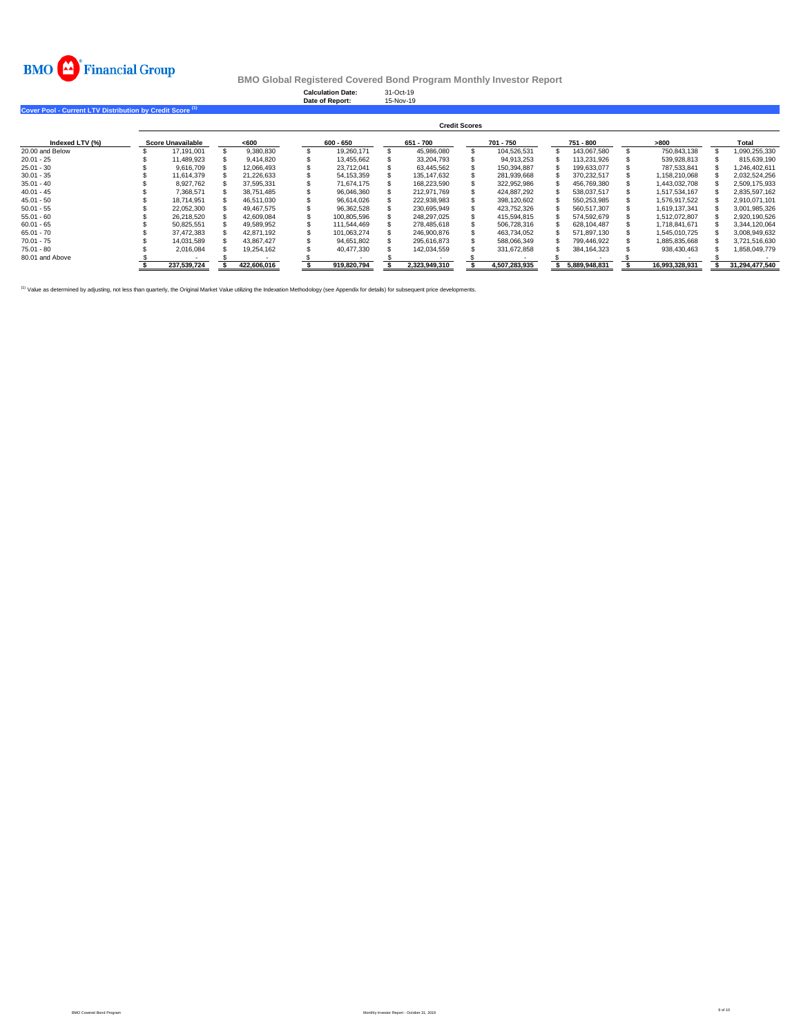# BMO Financial Group

## BMO Global Registered Covered Bond Program Monthly Investor Report

**Calculation Date:** 31-Oct-19
**Date of Report:** 15-Nov-19

### Cover Pool - Current LTV Distribution by Credit Score [(1)]

| | Credit Scores | | | | | | | |
|---|---|---|---|---|---|---|---|---|
| **Indexed LTV (%)** | **Score Unavailable** | **<600** | **600 - 650** | **651 - 700** | **701 - 750** | **751 - 800** | **>800** | **Total** |
| 20.00 and Below | $ 17,191,001 | $ 9,380,830 | $ 19,260,171 | $ 45,986,080 | $ 104,526,531 | $ 143,067,580 | $ 750,843,138 | $ 1,090,255,330 |
| 20.01 - 25 | $ 11,489,923 | $ 9,414,820 | $ 13,455,662 | $ 33,204,793 | $ 94,913,253 | $ 113,231,926 | $ 539,928,813 | $ 815,639,190 |
| 25.01 - 30 | $ 9,616,709 | $ 12,066,493 | $ 23,712,041 | $ 63,445,562 | $ 150,394,887 | $ 199,633,077 | $ 787,533,841 | $ 1,246,402,611 |
| 30.01 - 35 | $ 11,614,379 | $ 21,226,633 | $ 54,153,359 | $ 135,147,632 | $ 281,939,668 | $ 370,232,517 | $ 1,158,210,068 | $ 2,032,524,256 |
| 35.01 - 40 | $ 8,927,762 | $ 37,595,331 | $ 71,674,175 | $ 168,223,590 | $ 322,952,986 | $ 456,769,380 | $ 1,443,032,708 | $ 2,509,175,933 |
| 40.01 - 45 | $ 7,368,571 | $ 38,751,485 | $ 96,046,360 | $ 212,971,769 | $ 424,887,292 | $ 538,037,517 | $ 1,517,534,167 | $ 2,835,597,162 |
| 45.01 - 50 | $ 18,714,951 | $ 46,511,030 | $ 96,614,026 | $ 222,938,983 | $ 398,120,602 | $ 550,253,985 | $ 1,576,917,522 | $ 2,910,071,101 |
| 50.01 - 55 | $ 22,052,300 | $ 49,467,575 | $ 96,362,528 | $ 230,695,949 | $ 423,752,326 | $ 560,517,307 | $ 1,619,137,341 | $ 3,001,985,326 |
| 55.01 - 60 | $ 26,218,520 | $ 42,609,084 | $ 100,805,596 | $ 248,297,025 | $ 415,594,815 | $ 574,592,679 | $ 1,512,072,807 | $ 2,920,190,526 |
| 60.01 - 65 | $ 50,825,551 | $ 49,589,952 | $ 111,544,469 | $ 278,485,618 | $ 506,728,316 | $ 628,104,487 | $ 1,718,841,671 | $ 3,344,120,064 |
| 65.01 - 70 | $ 37,472,383 | $ 42,871,192 | $ 101,063,274 | $ 246,900,876 | $ 463,734,052 | $ 571,897,130 | $ 1,545,010,725 | $ 3,008,949,632 |
| 70.01 - 75 | $ 14,031,589 | $ 43,867,427 | $ 94,651,802 | $ 295,616,873 | $ 588,066,349 | $ 799,446,922 | $ 1,885,835,668 | $ 3,721,516,630 |
| 75.01 - 80 | $ 2,016,084 | $ 19,254,162 | $ 40,477,330 | $ 142,034,559 | $ 331,672,858 | $ 384,164,323 | $ 938,430,463 | $ 1,858,049,779 |
| 80.01 and Above | $ - | $ - | $ - | $ - | $ - | $ - | $ - | $ - |
| | **$ 237,539,724** | **$ 422,606,016** | **$ 919,820,794** | **$ 2,323,949,310** | **$ 4,507,283,935** | **$ 5,889,948,831** | **$ 16,993,328,931** | **$ 31,294,477,540** |

[(1)] Value as determined by adjusting, not less than quarterly, the Original Market Value utilizing the Indexation Methodology (see Appendix for details) for subsequent price developments.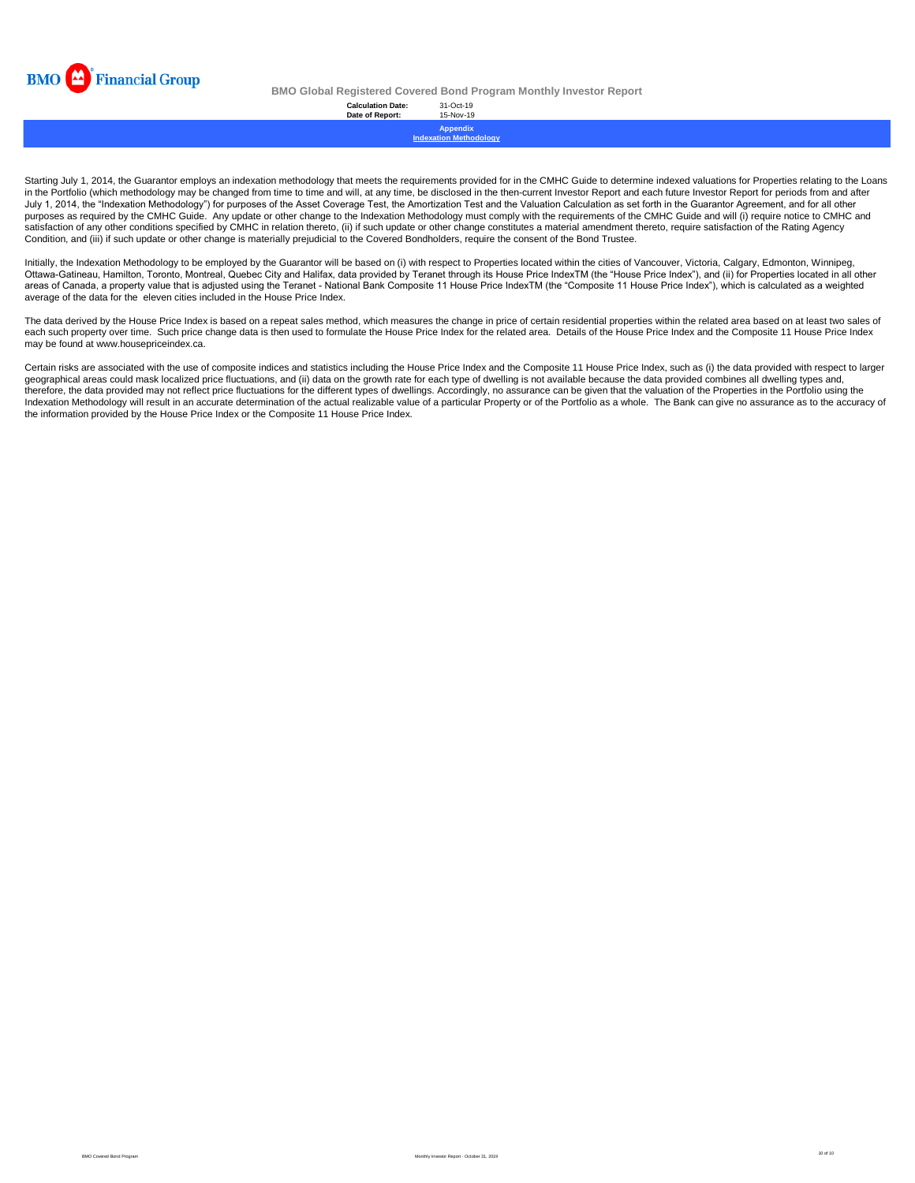BMO Financial Group

**BMO Global Registered Covered Bond Program Monthly Investor Report**

**Calculation Date:** 31-Oct-19
**Date of Report:** 15-Nov-19

## Appendix

### Indexation Methodology

Starting July 1, 2014, the Guarantor employs an indexation methodology that meets the requirements provided for in the CMHC Guide to determine indexed valuations for Properties relating to the Loans in the Portfolio (which methodology may be changed from time to time and will, at any time, be disclosed in the then-current Investor Report and each future Investor Report for periods from and after July 1, 2014, the "Indexation Methodology") for purposes of the Asset Coverage Test, the Amortization Test and the Valuation Calculation as set forth in the Guarantor Agreement, and for all other purposes as required by the CMHC Guide. Any update or other change to the Indexation Methodology must comply with the requirements of the CMHC Guide and will (i) require notice to CMHC and satisfaction of any other conditions specified by CMHC in relation thereto, (ii) if such update or other change constitutes a material amendment thereto, require satisfaction of the Rating Agency Condition, and (iii) if such update or other change is materially prejudicial to the Covered Bondholders, require the consent of the Bond Trustee.

Initially, the Indexation Methodology to be employed by the Guarantor will be based on (i) with respect to Properties located within the cities of Vancouver, Victoria, Calgary, Edmonton, Winnipeg, Ottawa-Gatineau, Hamilton, Toronto, Montreal, Quebec City and Halifax, data provided by Teranet through its House Price IndexTM (the "House Price Index"), and (ii) for Properties located in all other areas of Canada, a property value that is adjusted using the Teranet - National Bank Composite 11 House Price IndexTM (the "Composite 11 House Price Index"), which is calculated as a weighted average of the data for the eleven cities included in the House Price Index.

The data derived by the House Price Index is based on a repeat sales method, which measures the change in price of certain residential properties within the related area based on at least two sales of each such property over time. Such price change data is then used to formulate the House Price Index for the related area. Details of the House Price Index and the Composite 11 House Price Index may be found at www.housepriceindex.ca.

Certain risks are associated with the use of composite indices and statistics including the House Price Index and the Composite 11 House Price Index, such as (i) the data provided with respect to larger geographical areas could mask localized price fluctuations, and (ii) data on the growth rate for each type of dwelling is not available because the data provided combines all dwelling types and, therefore, the data provided may not reflect price fluctuations for the different types of dwellings. Accordingly, no assurance can be given that the valuation of the Properties in the Portfolio using the Indexation Methodology will result in an accurate determination of the actual realizable value of a particular Property or of the Portfolio as a whole. The Bank can give no assurance as to the accuracy of the information provided by the House Price Index or the Composite 11 House Price Index.